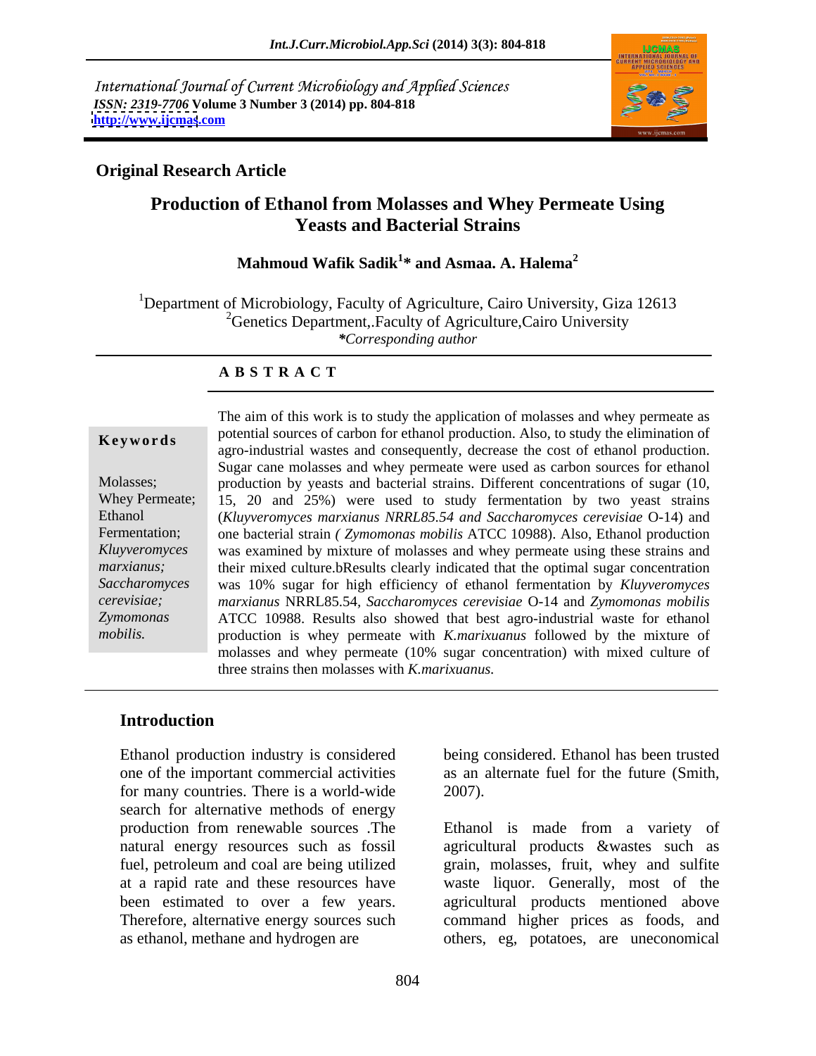International Journal of Current Microbiology and Applied Sciences
*ISSN: 2319-7706* **Volume 3 Number 3 (2014) pp. 804-818**
**http://www.ijcmas.com**

**Original Research Article**

# Production of Ethanol from Molasses and Whey Permeate Using Yeasts and Bacterial Strains

**Mahmoud Wafik Sadik[1]* and Asmaa. A. Halema[2]**

[1]Department of Microbiology, Faculty of Agriculture, Cairo University, Giza 12613
[2]Genetics Department,.Faculty of Agriculture,Cairo University
*\*Corresponding author*

## ABSTRACT

**Keywords**

Molasses; Whey Permeate; Ethanol Fermentation; *Kluyveromyces marxianus; Saccharomyces cerevisiae; Zymomonas mobilis.*

The aim of this work is to study the application of molasses and whey permeate as potential sources of carbon for ethanol production. Also, to study the elimination of agro-industrial wastes and consequently, decrease the cost of ethanol production. Sugar cane molasses and whey permeate were used as carbon sources for ethanol production by yeasts and bacterial strains. Different concentrations of sugar (10, 15, 20 and 25%) were used to study fermentation by two yeast strains (*Kluyveromyces marxianus NRRL85.54 and Saccharomyces cerevisiae* O-14) and one bacterial strain *( Zymomonas mobilis* ATCC 10988). Also, Ethanol production was examined by mixture of molasses and whey permeate using these strains and their mixed culture.bResults clearly indicated that the optimal sugar concentration was 10% sugar for high efficiency of ethanol fermentation by *Kluyveromyces marxianus* NRRL85.54*, Saccharomyces cerevisiae* O-14 and *Zymomonas mobilis* ATCC 10988. Results also showed that best agro-industrial waste for ethanol production is whey permeate with *K.marixuanus* followed by the mixture of molasses and whey permeate (10% sugar concentration) with mixed culture of three strains then molasses with *K.marixuanus.*

## Introduction

Ethanol production industry is considered one of the important commercial activities for many countries. There is a world-wide search for alternative methods of energy production from renewable sources .The natural energy resources such as fossil fuel, petroleum and coal are being utilized at a rapid rate and these resources have been estimated to over a few years. Therefore, alternative energy sources such as ethanol, methane and hydrogen are being considered. Ethanol has been trusted as an alternate fuel for the future (Smith, 2007).

Ethanol is made from a variety of agricultural products &wastes such as grain, molasses, fruit, whey and sulfite waste liquor. Generally, most of the agricultural products mentioned above command higher prices as foods, and others, eg, potatoes, are uneconomical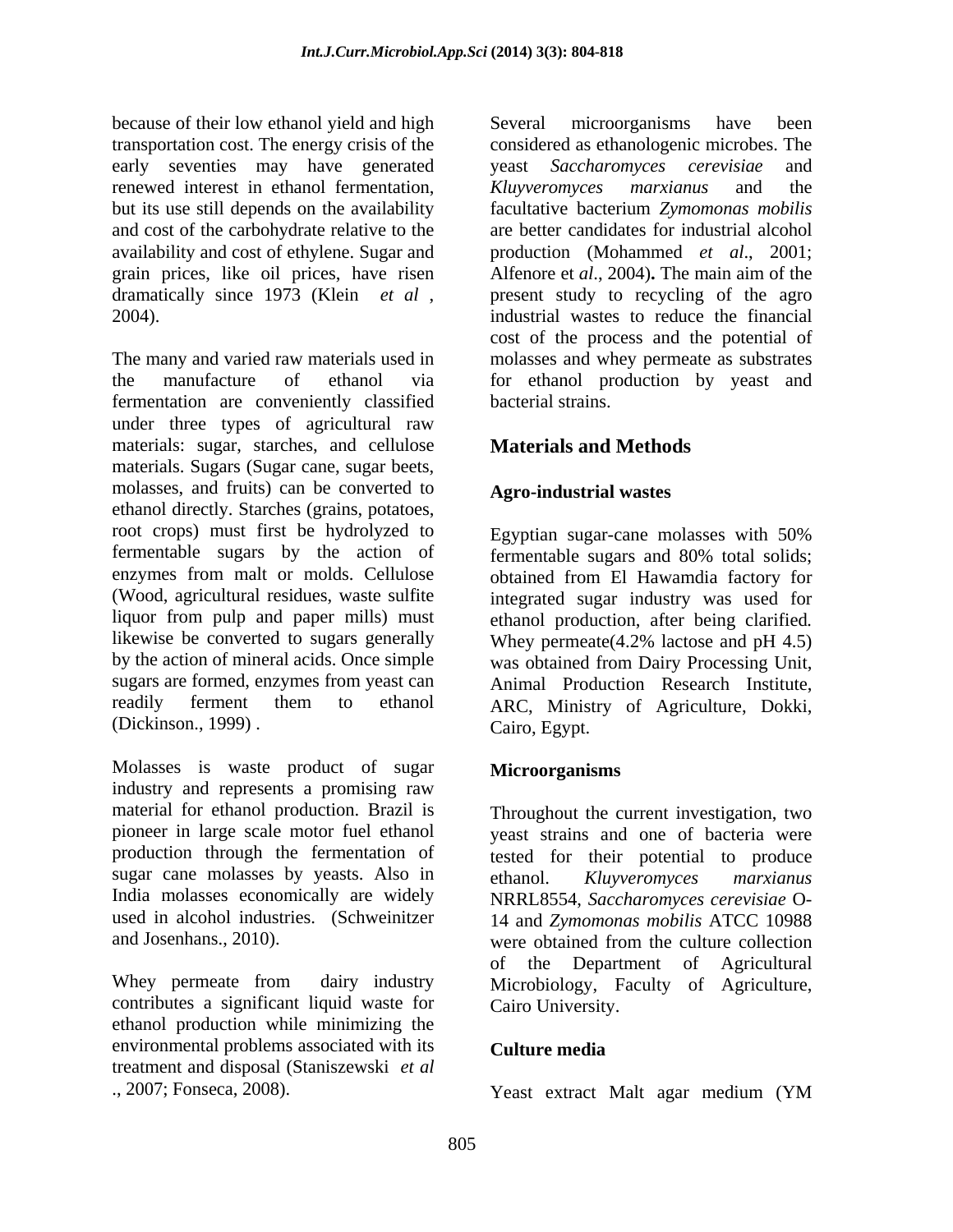because of their low ethanol yield and high transportation cost. The energy crisis of the early seventies may have generated renewed interest in ethanol fermentation, but its use still depends on the availability and cost of the carbohydrate relative to the availability and cost of ethylene. Sugar and grain prices, like oil prices, have risen dramatically since 1973 (Klein *et al* , 2004).

The many and varied raw materials used in the manufacture of ethanol via fermentation are conveniently classified under three types of agricultural raw materials: sugar, starches, and cellulose materials. Sugars (Sugar cane, sugar beets, molasses, and fruits) can be converted to ethanol directly. Starches (grains, potatoes, root crops) must first be hydrolyzed to fermentable sugars by the action of enzymes from malt or molds. Cellulose (Wood, agricultural residues, waste sulfite liquor from pulp and paper mills) must likewise be converted to sugars generally by the action of mineral acids. Once simple sugars are formed, enzymes from yeast can readily ferment them to ethanol (Dickinson., 1999) .

Molasses is waste product of sugar industry and represents a promising raw material for ethanol production. Brazil is pioneer in large scale motor fuel ethanol production through the fermentation of sugar cane molasses by yeasts. Also in India molasses economically are widely used in alcohol industries. (Schweinitzer and Josenhans., 2010).

Whey permeate from dairy industry contributes a significant liquid waste for ethanol production while minimizing the environmental problems associated with its treatment and disposal (Staniszewski *et al* ., 2007; Fonseca, 2008).

Several microorganisms have been considered as ethanologenic microbes. The yeast *Saccharomyces cerevisiae* and *Kluyveromyces marxianus* and the facultative bacterium *Zymomonas mobilis* are better candidates for industrial alcohol production (Mohammed *et al*., 2001; Alfenore et *al*., 2004)**.** The main aim of the present study to recycling of the agro industrial wastes to reduce the financial cost of the process and the potential of molasses and whey permeate as substrates for ethanol production by yeast and bacterial strains.

## Materials and Methods

### Agro-industrial wastes

Egyptian sugar-cane molasses with 50% fermentable sugars and 80% total solids; obtained from El Hawamdia factory for integrated sugar industry was used for ethanol production, after being clarified. Whey permeate(4.2% lactose and pH 4.5) was obtained from Dairy Processing Unit, Animal Production Research Institute, ARC, Ministry of Agriculture, Dokki, Cairo, Egypt.

### Microorganisms

Throughout the current investigation, two yeast strains and one of bacteria were tested for their potential to produce ethanol. *Kluyveromyces marxianus* NRRL8554, *Saccharomyces cerevisiae* O-14 and *Zymomonas mobilis* ATCC 10988 were obtained from the culture collection of the Department of Agricultural Microbiology, Faculty of Agriculture, Cairo University.

### Culture media

Yeast extract Malt agar medium (YM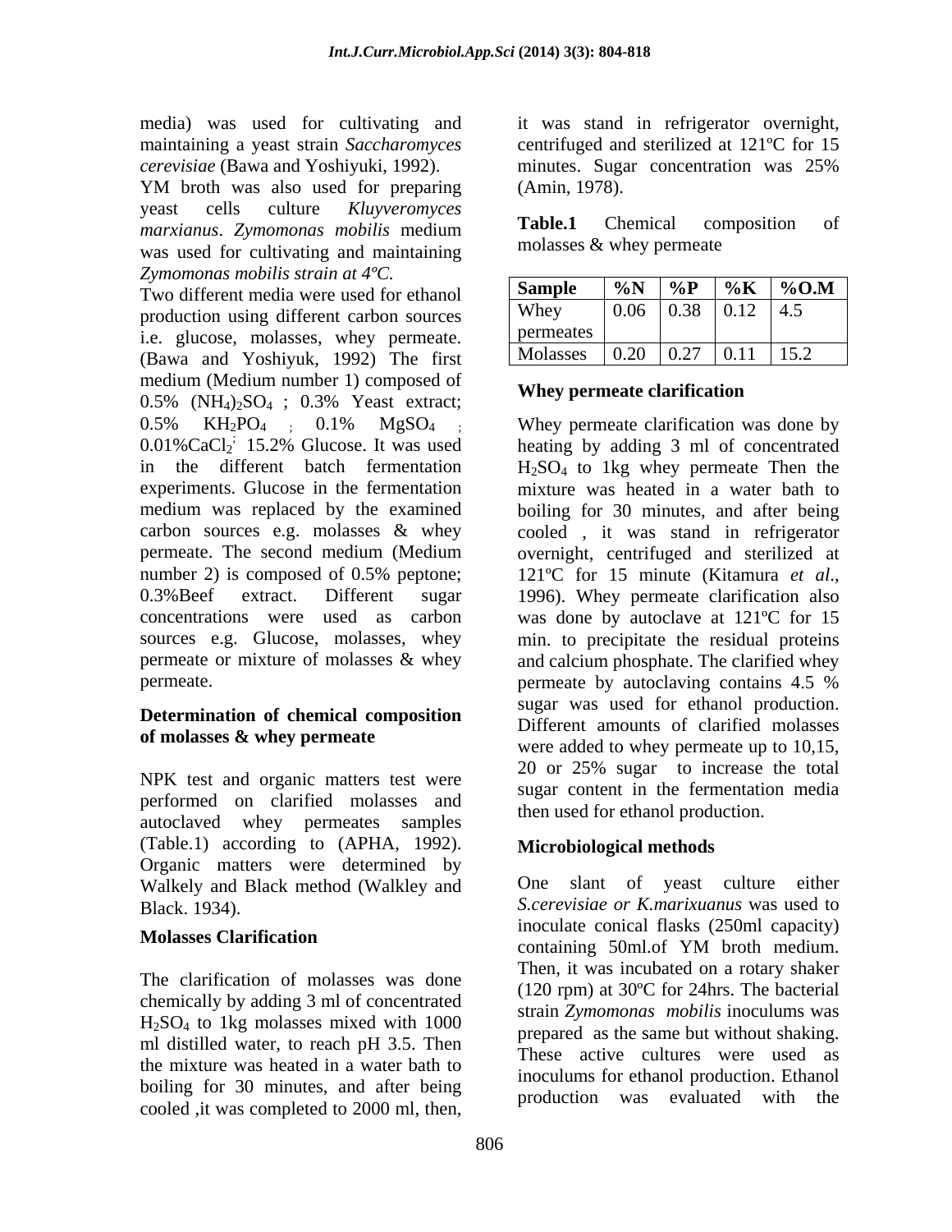media) was used for cultivating and maintaining a yeast strain *Saccharomyces cerevisiae* (Bawa and Yoshiyuki, 1992).

YM broth was also used for preparing yeast cells culture *Kluyveromyces marxianus*. *Zymomonas mobilis* medium was used for cultivating and maintaining *Zymomonas mobilis strain at 4ºC.*

Two different media were used for ethanol production using different carbon sources i.e. glucose, molasses, whey permeate. (Bawa and Yoshiyuk, 1992) The first medium (Medium number 1) composed of 0.5% $(NH_4)_2SO_4$ ; 0.3% Yeast extract; 0.5% $KH_2PO_4$ ; 0.1% $MgSO_4$ ; 0.01%$CaCl_2$; 15.2% Glucose. It was used in the different batch fermentation experiments. Glucose in the fermentation medium was replaced by the examined carbon sources e.g. molasses & whey permeate. The second medium (Medium number 2) is composed of 0.5% peptone; 0.3%Beef extract. Different sugar concentrations were used as carbon sources e.g. Glucose, molasses, whey permeate or mixture of molasses & whey permeate.

### Determination of chemical composition of molasses & whey permeate

NPK test and organic matters test were performed on clarified molasses and autoclaved whey permeates samples (Table.1) according to (APHA, 1992). Organic matters were determined by Walkely and Black method (Walkley and Black. 1934).

### Molasses Clarification

The clarification of molasses was done chemically by adding 3 ml of concentrated $H_2SO_4$ to 1kg molasses mixed with 1000 ml distilled water, to reach pH 3.5. Then the mixture was heated in a water bath to boiling for 30 minutes, and after being cooled ,it was completed to 2000 ml, then, it was stand in refrigerator overnight, centrifuged and sterilized at 121ºC for 15 minutes. Sugar concentration was 25% (Amin, 1978).

**Table.1** Chemical composition of molasses & whey permeate

| Sample | %N | %P | %K | %O.M |
|---|---|---|---|---|
| Whey permeates | 0.06 | 0.38 | 0.12 | 4.5 |
| Molasses | 0.20 | 0.27 | 0.11 | 15.2 |

### Whey permeate clarification

Whey permeate clarification was done by heating by adding 3 ml of concentrated $H_2SO_4$ to 1kg whey permeate Then the mixture was heated in a water bath to boiling for 30 minutes, and after being cooled , it was stand in refrigerator overnight, centrifuged and sterilized at 121ºC for 15 minute (Kitamura *et al*., 1996). Whey permeate clarification also was done by autoclave at 121ºC for 15 min. to precipitate the residual proteins and calcium phosphate. The clarified whey permeate by autoclaving contains 4.5 % sugar was used for ethanol production. Different amounts of clarified molasses were added to whey permeate up to 10,15, 20 or 25% sugar to increase the total sugar content in the fermentation media then used for ethanol production.

### Microbiological methods

One slant of yeast culture either *S.cerevisiae or K.marixuanus* was used to inoculate conical flasks (250ml capacity) containing 50ml.of YM broth medium. Then, it was incubated on a rotary shaker (120 rpm) at 30ºC for 24hrs. The bacterial strain *Zymomonas mobilis* inoculums was prepared as the same but without shaking. These active cultures were used as inoculums for ethanol production. Ethanol production was evaluated with the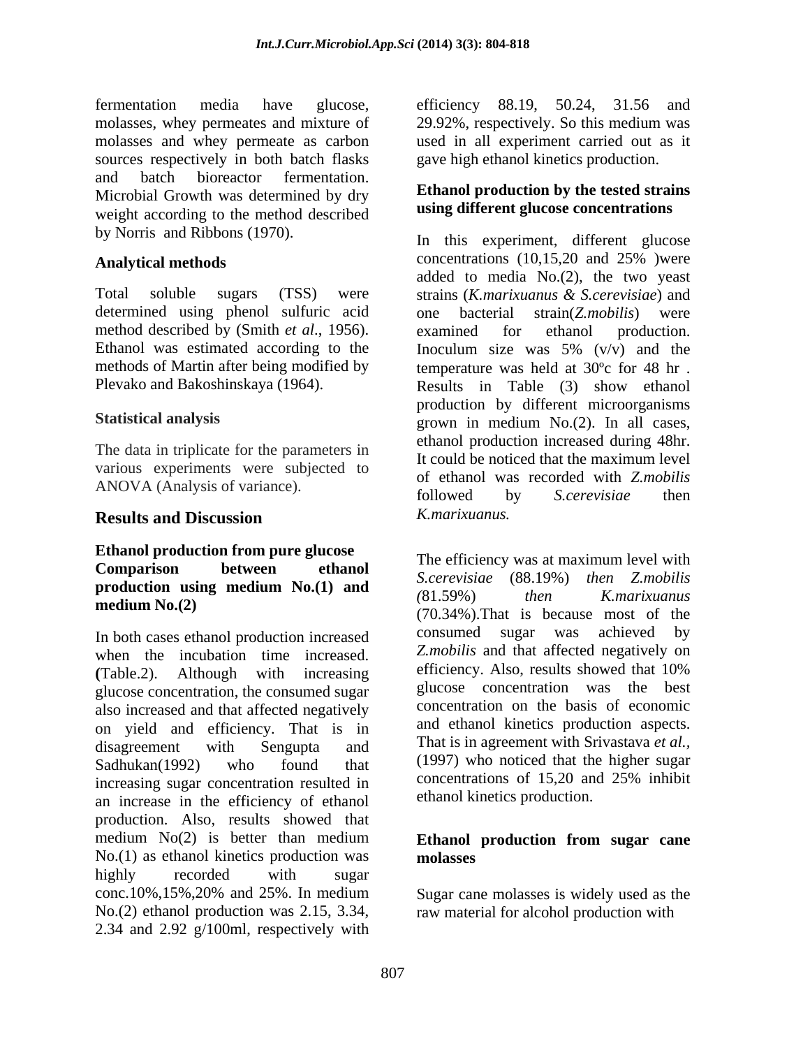fermentation media have glucose, molasses, whey permeates and mixture of molasses and whey permeate as carbon sources respectively in both batch flasks and batch bioreactor fermentation. Microbial Growth was determined by dry weight according to the method described by Norris and Ribbons (1970).

### Analytical methods

Total soluble sugars (TSS) were determined using phenol sulfuric acid method described by (Smith *et al*., 1956). Ethanol was estimated according to the methods of Martin after being modified by Plevako and Bakoshinskaya (1964).

### Statistical analysis

The data in triplicate for the parameters in various experiments were subjected to ANOVA (Analysis of variance).

## Results and Discussion

### Ethanol production from pure glucose

### Comparison between ethanol production using medium No.(1) and medium No.(2)

In both cases ethanol production increased when the incubation time increased. (Table.2). Although with increasing glucose concentration, the consumed sugar also increased and that affected negatively on yield and efficiency. That is in disagreement with Sengupta and Sadhukan(1992) who found that increasing sugar concentration resulted in an increase in the efficiency of ethanol production. Also, results showed that medium No(2) is better than medium No.(1) as ethanol kinetics production was highly recorded with sugar conc.10%,15%,20% and 25%. In medium No.(2) ethanol production was 2.15, 3.34, 2.34 and 2.92 g/100ml, respectively with efficiency 88.19, 50.24, 31.56 and 29.92%, respectively. So this medium was used in all experiment carried out as it gave high ethanol kinetics production.

### Ethanol production by the tested strains using different glucose concentrations

In this experiment, different glucose concentrations (10,15,20 and 25% )were added to media No.(2), the two yeast strains (*K.marixuanus & S.cerevisiae*) and one bacterial strain(*Z.mobilis*) were examined for ethanol production. Inoculum size was 5% (v/v) and the temperature was held at 30ºc for 48 hr . Results in Table (3) show ethanol production by different microorganisms grown in medium No.(2). In all cases, ethanol production increased during 48hr. It could be noticed that the maximum level of ethanol was recorded with *Z.mobilis* followed by *S.cerevisiae* then *K.marixuanus.*

The efficiency was at maximum level with *S.cerevisiae* (88.19%) *then Z.mobilis (*81.59%) *then K.marixuanus* (70.34%).That is because most of the consumed sugar was achieved by *Z.mobilis* and that affected negatively on efficiency. Also, results showed that 10% glucose concentration was the best concentration on the basis of economic and ethanol kinetics production aspects. That is in agreement with Srivastava *et al.*, (1997) who noticed that the higher sugar concentrations of 15,20 and 25% inhibit ethanol kinetics production.

### Ethanol production from sugar cane molasses

Sugar cane molasses is widely used as the raw material for alcohol production with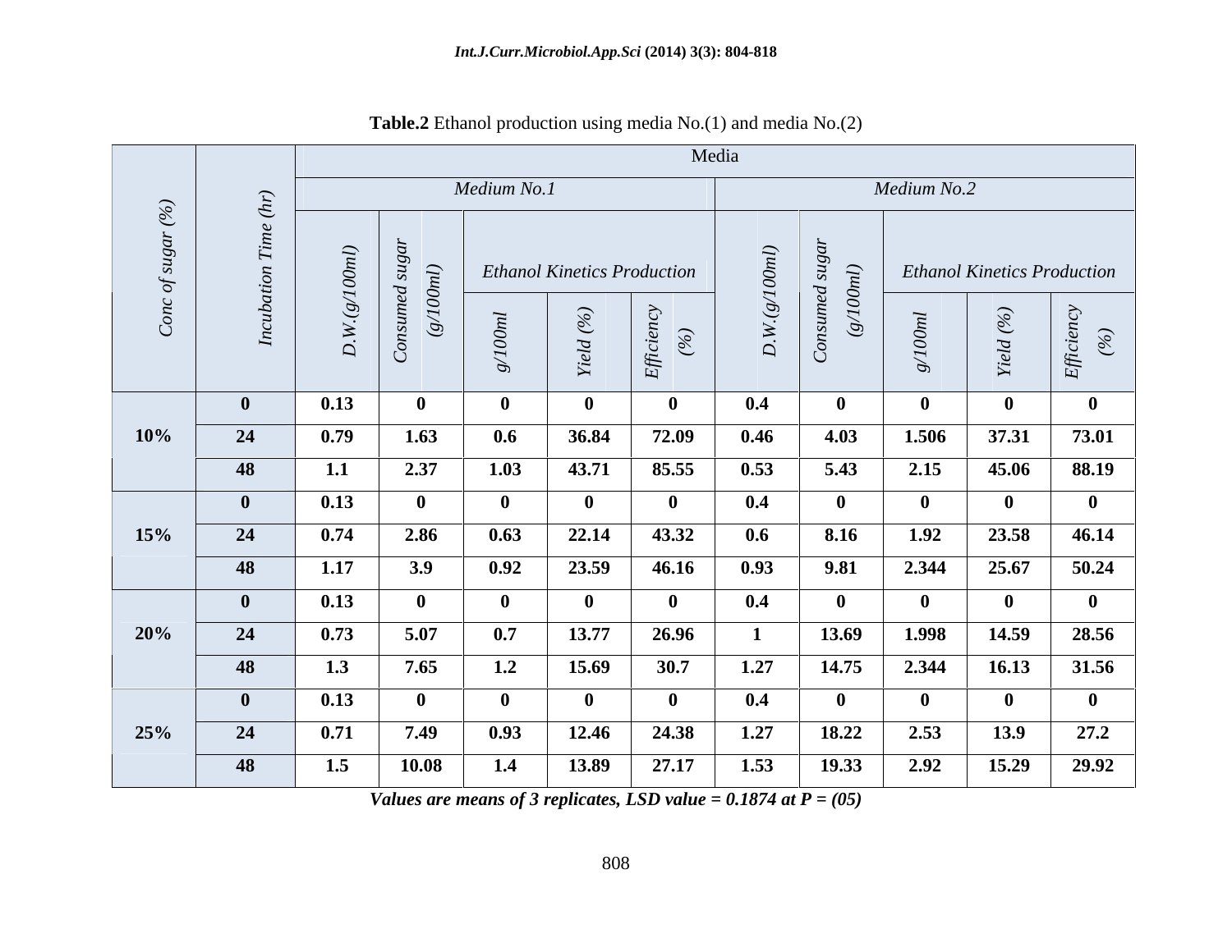**Table.2** Ethanol production using media No.(1) and media No.(2)

| Conc of sugar (%) | Incubation Time (hr) | Media | | | | | | | | | |
|---|---|---|---|---|---|---|---|---|---|---|---|
| | | *Medium No.1* | | | | | *Medium No.2* | | | | |
| | | *D.W.(g/100ml)* | *Consumed sugar (g/100ml)* | *Ethanol Kinetics Production* | | | *D.W.(g/100ml)* | *Consumed sugar (g/100ml)* | *Ethanol Kinetics Production* | | |
| | | | | *g/100ml* | *Yield (%)* | *Efficiency (%)* | | | *g/100ml* | *Yield (%)* | *Efficiency (%)* |
| **10%** | **0** | **0.13** | **0** | **0** | **0** | **0** | **0.4** | **0** | **0** | **0** | **0** |
| | **24** | **0.79** | **1.63** | **0.6** | **36.84** | **72.09** | **0.46** | **4.03** | **1.506** | **37.31** | **73.01** |
| | **48** | **1.1** | **2.37** | **1.03** | **43.71** | **85.55** | **0.53** | **5.43** | **2.15** | **45.06** | **88.19** |
| **15%** | **0** | **0.13** | **0** | **0** | **0** | **0** | **0.4** | **0** | **0** | **0** | **0** |
| | **24** | **0.74** | **2.86** | **0.63** | **22.14** | **43.32** | **0.6** | **8.16** | **1.92** | **23.58** | **46.14** |
| | **48** | **1.17** | **3.9** | **0.92** | **23.59** | **46.16** | **0.93** | **9.81** | **2.344** | **25.67** | **50.24** |
| **20%** | **0** | **0.13** | **0** | **0** | **0** | **0** | **0.4** | **0** | **0** | **0** | **0** |
| | **24** | **0.73** | **5.07** | **0.7** | **13.77** | **26.96** | **1** | **13.69** | **1.998** | **14.59** | **28.56** |
| | **48** | **1.3** | **7.65** | **1.2** | **15.69** | **30.7** | **1.27** | **14.75** | **2.344** | **16.13** | **31.56** |
| **25%** | **0** | **0.13** | **0** | **0** | **0** | **0** | **0.4** | **0** | **0** | **0** | **0** |
| | **24** | **0.71** | **7.49** | **0.93** | **12.46** | **24.38** | **1.27** | **18.22** | **2.53** | **13.9** | **27.2** |
| | **48** | **1.5** | **10.08** | **1.4** | **13.89** | **27.17** | **1.53** | **19.33** | **2.92** | **15.29** | **29.92** |

***Values are means of 3 replicates, LSD value = 0.1874 at P = (05)***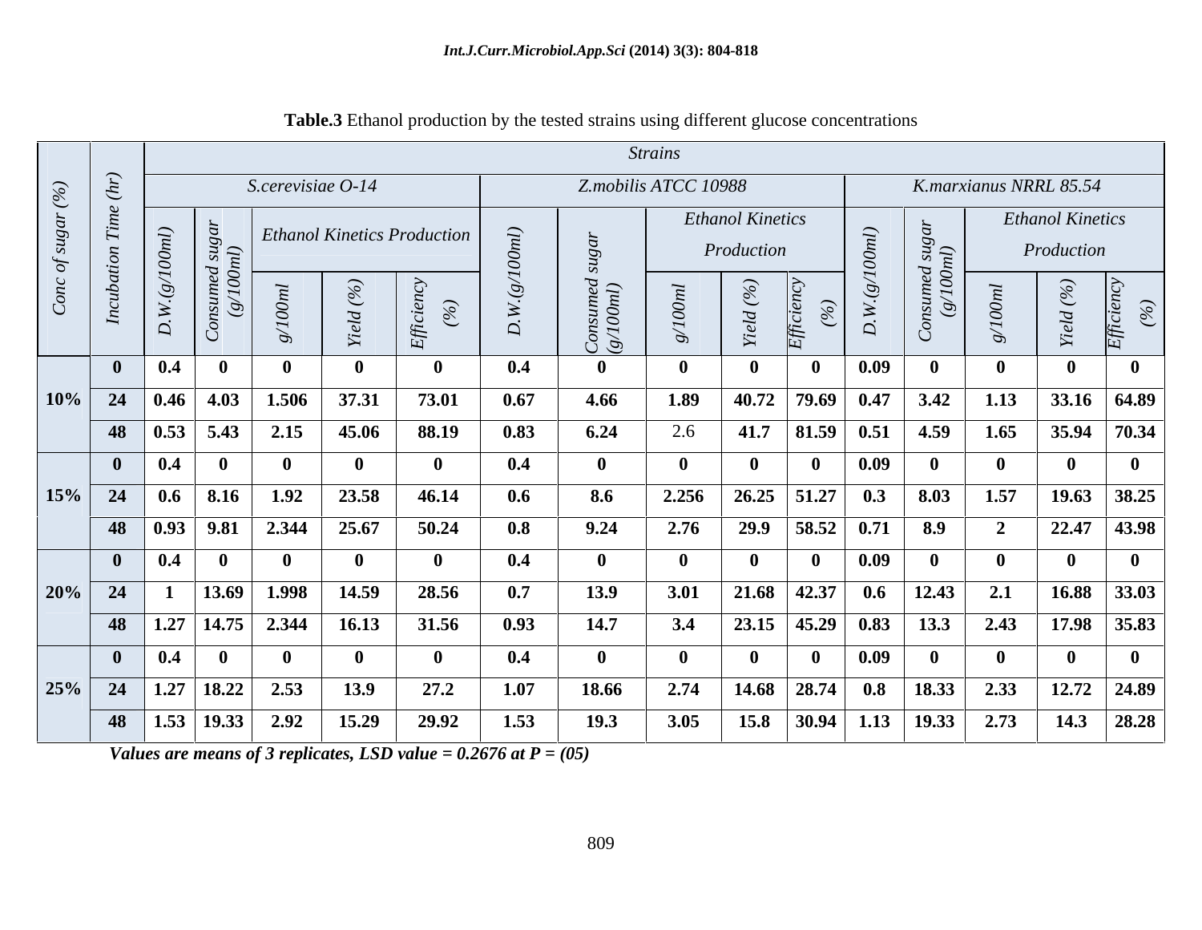**Table.3** Ethanol production by the tested strains using different glucose concentrations

| Conc of sugar (%) | Incubation Time (hr) | *S.cerevisiae O-14* | | | | | *Z.mobilis ATCC 10988* | | | | | *K.marxianus NRRL 85.54* | | | | |
|---|---|---|---|---|---|---|---|---|---|---|---|---|---|---|---|---|
| | | D.W.(g/100ml) | Consumed sugar (g/100ml) | Ethanol Kinetics Production | | | D.W.(g/100ml) | Consumed sugar (g/100ml) | Ethanol Kinetics Production | | | D.W.(g/100ml) | Consumed sugar (g/100ml) | Ethanol Kinetics Production | | |
| | | | | g/100ml | Yield (%) | Efficiency (%) | | | g/100ml | Yield (%) | Efficiency (%) | | | g/100ml | Yield (%) | Efficiency (%) |
| 10% | 0 | 0.4 | 0 | 0 | 0 | 0 | 0.4 | 0 | 0 | 0 | 0 | 0.09 | 0 | 0 | 0 | 0 |
| | 24 | 0.46 | 4.03 | 1.506 | 37.31 | 73.01 | 0.67 | 4.66 | 1.89 | 40.72 | 79.69 | 0.47 | 3.42 | 1.13 | 33.16 | 64.89 |
| | 48 | 0.53 | 5.43 | 2.15 | 45.06 | 88.19 | 0.83 | 6.24 | 2.6 | 41.7 | 81.59 | 0.51 | 4.59 | 1.65 | 35.94 | 70.34 |
| 15% | 0 | 0.4 | 0 | 0 | 0 | 0 | 0.4 | 0 | 0 | 0 | 0 | 0.09 | 0 | 0 | 0 | 0 |
| | 24 | 0.6 | 8.16 | 1.92 | 23.58 | 46.14 | 0.6 | 8.6 | 2.256 | 26.25 | 51.27 | 0.3 | 8.03 | 1.57 | 19.63 | 38.25 |
| | 48 | 0.93 | 9.81 | 2.344 | 25.67 | 50.24 | 0.8 | 9.24 | 2.76 | 29.9 | 58.52 | 0.71 | 8.9 | 2 | 22.47 | 43.98 |
| 20% | 0 | 0.4 | 0 | 0 | 0 | 0 | 0.4 | 0 | 0 | 0 | 0 | 0.09 | 0 | 0 | 0 | 0 |
| | 24 | 1 | 13.69 | 1.998 | 14.59 | 28.56 | 0.7 | 13.9 | 3.01 | 21.68 | 42.37 | 0.6 | 12.43 | 2.1 | 16.88 | 33.03 |
| | 48 | 1.27 | 14.75 | 2.344 | 16.13 | 31.56 | 0.93 | 14.7 | 3.4 | 23.15 | 45.29 | 0.83 | 13.3 | 2.43 | 17.98 | 35.83 |
| 25% | 0 | 0.4 | 0 | 0 | 0 | 0 | 0.4 | 0 | 0 | 0 | 0 | 0.09 | 0 | 0 | 0 | 0 |
| | 24 | 1.27 | 18.22 | 2.53 | 13.9 | 27.2 | 1.07 | 18.66 | 2.74 | 14.68 | 28.74 | 0.8 | 18.33 | 2.33 | 12.72 | 24.89 |
| | 48 | 1.53 | 19.33 | 2.92 | 15.29 | 29.92 | 1.53 | 19.3 | 3.05 | 15.8 | 30.94 | 1.13 | 19.33 | 2.73 | 14.3 | 28.28 |

***Values are means of 3 replicates, LSD value = 0.2676 at P = (05)***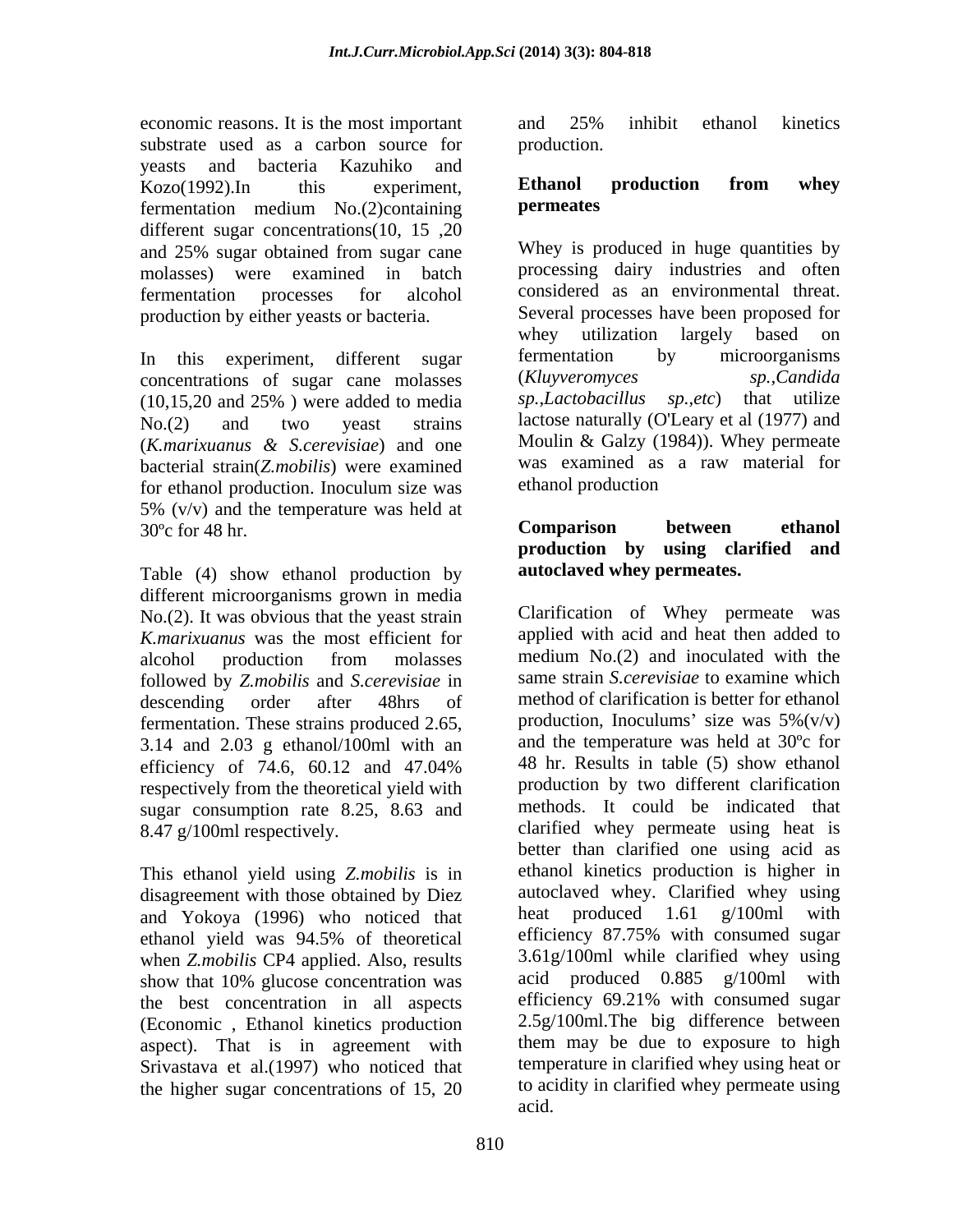economic reasons. It is the most important substrate used as a carbon source for yeasts and bacteria Kazuhiko and Kozo(1992).In this experiment, fermentation medium No.(2)containing different sugar concentrations(10, 15 ,20 and 25% sugar obtained from sugar cane molasses) were examined in batch fermentation processes for alcohol production by either yeasts or bacteria.

In this experiment, different sugar concentrations of sugar cane molasses (10,15,20 and 25% ) were added to media No.(2) and two yeast strains (*K.marixuanus & S.cerevisiae*) and one bacterial strain(*Z.mobilis*) were examined for ethanol production. Inoculum size was 5% (v/v) and the temperature was held at 30ºc for 48 hr.

Table (4) show ethanol production by different microorganisms grown in media No.(2). It was obvious that the yeast strain *K.marixuanus* was the most efficient for alcohol production from molasses followed by *Z.mobilis* and *S.cerevisiae* in descending order after 48hrs of fermentation. These strains produced 2.65, 3.14 and 2.03 g ethanol/100ml with an efficiency of 74.6, 60.12 and 47.04% respectively from the theoretical yield with sugar consumption rate 8.25, 8.63 and 8.47 g/100ml respectively.

This ethanol yield using *Z.mobilis* is in disagreement with those obtained by Diez and Yokoya (1996) who noticed that ethanol yield was 94.5% of theoretical when *Z.mobilis* CP4 applied. Also, results show that 10% glucose concentration was the best concentration in all aspects (Economic , Ethanol kinetics production aspect). That is in agreement with Srivastava et al.(1997) who noticed that the higher sugar concentrations of 15, 20 and 25% inhibit ethanol kinetics production.

**Ethanol production from whey permeates**

Whey is produced in huge quantities by processing dairy industries and often considered as an environmental threat. Several processes have been proposed for whey utilization largely based on fermentation by microorganisms (*Kluyveromyces sp.,Candida sp.,Lactobacillus sp.,etc*) that utilize lactose naturally (O'Leary et al (1977) and Moulin & Galzy (1984)). Whey permeate was examined as a raw material for ethanol production

**Comparison between ethanol production by using clarified and autoclaved whey permeates.**

Clarification of Whey permeate was applied with acid and heat then added to medium No.(2) and inoculated with the same strain *S.cerevisiae* to examine which method of clarification is better for ethanol production, Inoculums' size was 5%(v/v) and the temperature was held at 30ºc for 48 hr. Results in table (5) show ethanol production by two different clarification methods. It could be indicated that clarified whey permeate using heat is better than clarified one using acid as ethanol kinetics production is higher in autoclaved whey. Clarified whey using heat produced 1.61 g/100ml with efficiency 87.75% with consumed sugar 3.61g/100ml while clarified whey using acid produced 0.885 g/100ml with efficiency 69.21% with consumed sugar 2.5g/100ml.The big difference between them may be due to exposure to high temperature in clarified whey using heat or to acidity in clarified whey permeate using acid.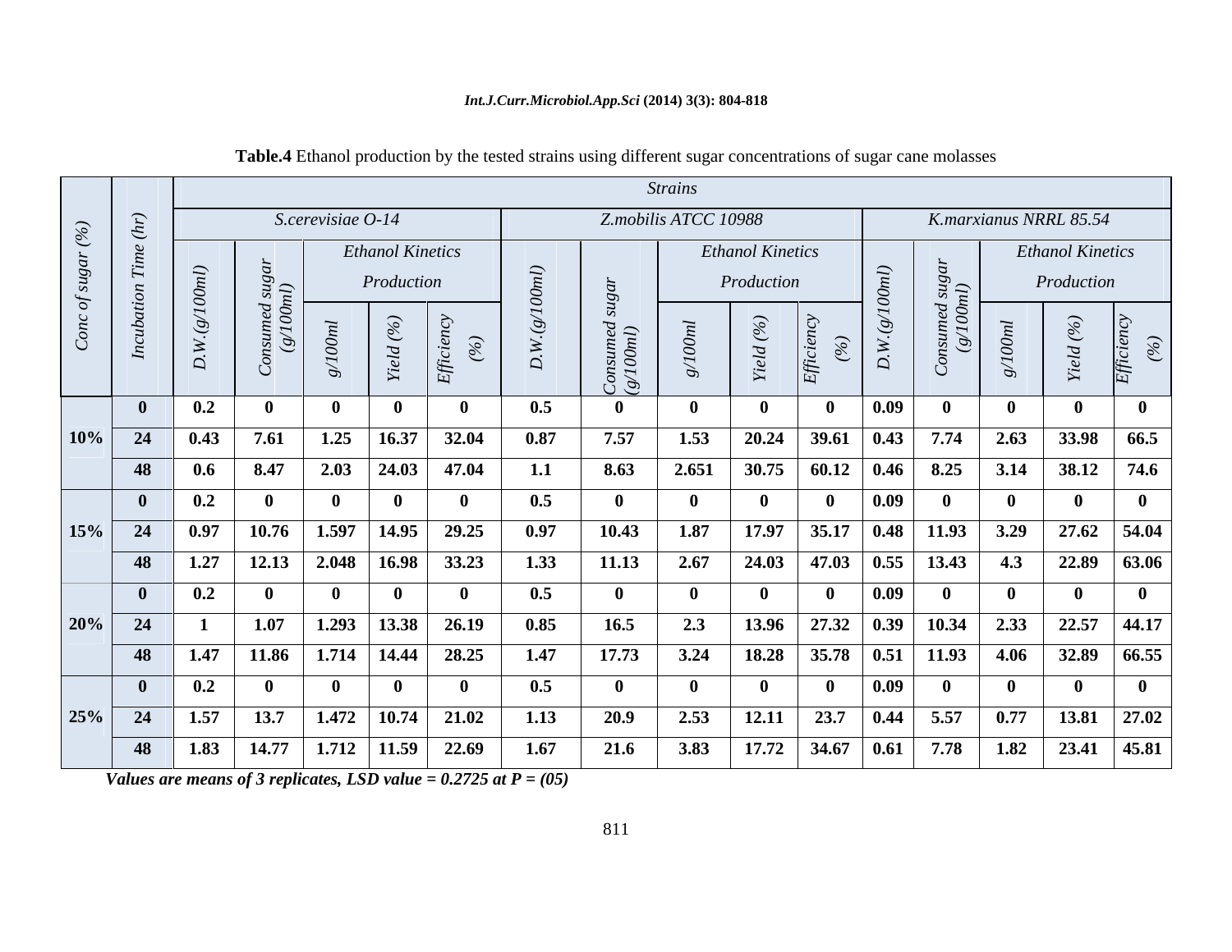**Table.4** Ethanol production by the tested strains using different sugar concentrations of sugar cane molasses

| *Conc of sugar (%)* | *Incubation Time (hr)* | *S.cerevisiae O-14* | | | | | *Z.mobilis ATCC 10988* | | | | | *K.marxianus NRRL 85.54* | | | | |
|---|---|---|---|---|---|---|---|---|---|---|---|---|---|---|---|---|
| | | *D.W.(g/100ml)* | *Consumed sugar (g/100ml)* | *Ethanol Kinetics Production* | | | *D.W.(g/100ml)* | *Consumed sugar (g/100ml)* | *Ethanol Kinetics Production* | | | *D.W.(g/100ml)* | *Consumed sugar (g/100ml)* | *Ethanol Kinetics Production* | | |
| | | | | *g/100ml* | *Yield (%)* | *Efficiency (%)* | | | *g/100ml* | *Yield (%)* | *Efficiency (%)* | | | *g/100ml* | *Yield (%)* | *Efficiency (%)* |
| **10%** | **0** | **0.2** | **0** | **0** | **0** | **0** | **0.5** | **0** | **0** | **0** | **0** | **0.09** | **0** | **0** | **0** | **0** |
| | **24** | **0.43** | **7.61** | **1.25** | **16.37** | **32.04** | **0.87** | **7.57** | **1.53** | **20.24** | **39.61** | **0.43** | **7.74** | **2.63** | **33.98** | **66.5** |
| | **48** | **0.6** | **8.47** | **2.03** | **24.03** | **47.04** | **1.1** | **8.63** | **2.651** | **30.75** | **60.12** | **0.46** | **8.25** | **3.14** | **38.12** | **74.6** |
| **15%** | **0** | **0.2** | **0** | **0** | **0** | **0** | **0.5** | **0** | **0** | **0** | **0** | **0.09** | **0** | **0** | **0** | **0** |
| | **24** | **0.97** | **10.76** | **1.597** | **14.95** | **29.25** | **0.97** | **10.43** | **1.87** | **17.97** | **35.17** | **0.48** | **11.93** | **3.29** | **27.62** | **54.04** |
| | **48** | **1.27** | **12.13** | **2.048** | **16.98** | **33.23** | **1.33** | **11.13** | **2.67** | **24.03** | **47.03** | **0.55** | **13.43** | **4.3** | **22.89** | **63.06** |
| **20%** | **0** | **0.2** | **0** | **0** | **0** | **0** | **0.5** | **0** | **0** | **0** | **0** | **0.09** | **0** | **0** | **0** | **0** |
| | **24** | **1** | **1.07** | **1.293** | **13.38** | **26.19** | **0.85** | **16.5** | **2.3** | **13.96** | **27.32** | **0.39** | **10.34** | **2.33** | **22.57** | **44.17** |
| | **48** | **1.47** | **11.86** | **1.714** | **14.44** | **28.25** | **1.47** | **17.73** | **3.24** | **18.28** | **35.78** | **0.51** | **11.93** | **4.06** | **32.89** | **66.55** |
| **25%** | **0** | **0.2** | **0** | **0** | **0** | **0** | **0.5** | **0** | **0** | **0** | **0** | **0.09** | **0** | **0** | **0** | **0** |
| | **24** | **1.57** | **13.7** | **1.472** | **10.74** | **21.02** | **1.13** | **20.9** | **2.53** | **12.11** | **23.7** | **0.44** | **5.57** | **0.77** | **13.81** | **27.02** |
| | **48** | **1.83** | **14.77** | **1.712** | **11.59** | **22.69** | **1.67** | **21.6** | **3.83** | **17.72** | **34.67** | **0.61** | **7.78** | **1.82** | **23.41** | **45.81** |

***Values are means of 3 replicates, LSD value = 0.2725 at P = (05)***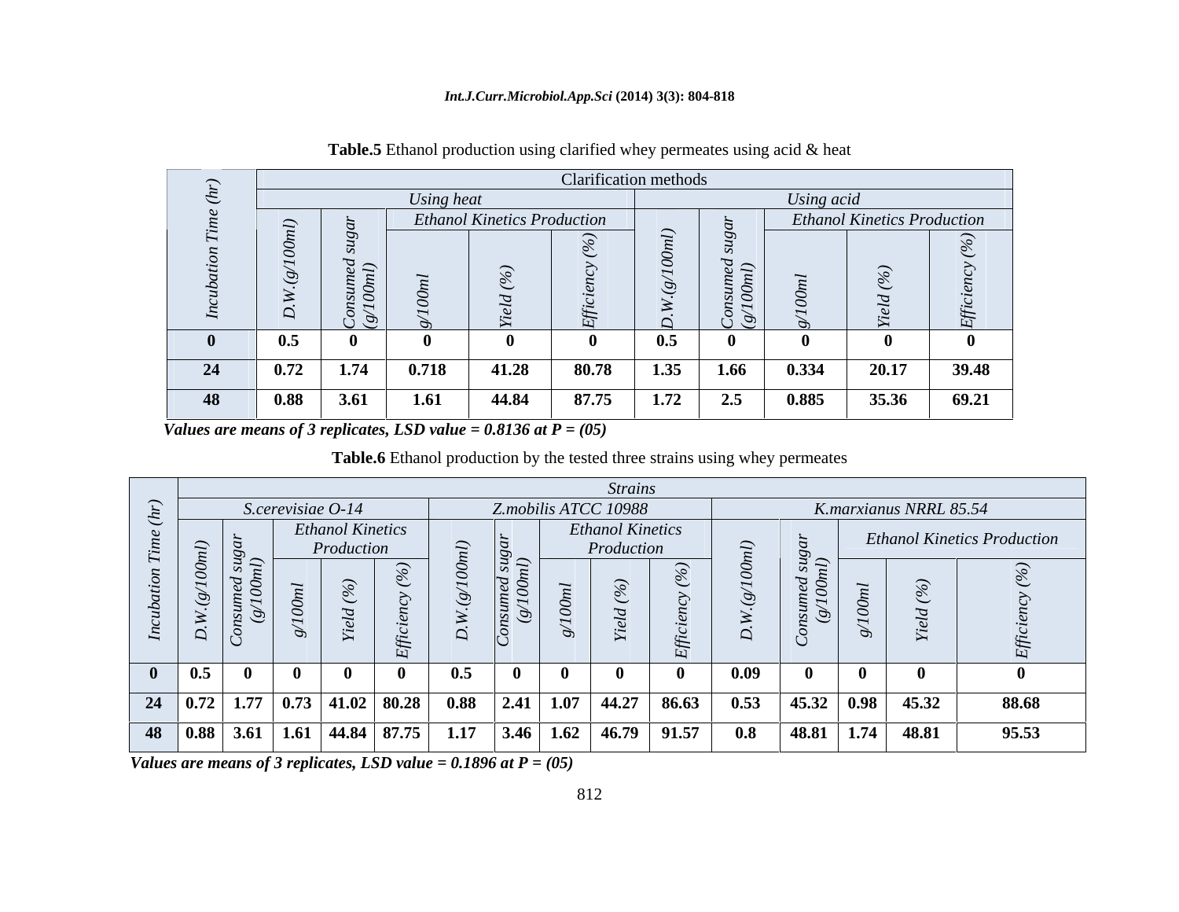**Table.5** Ethanol production using clarified whey permeates using acid & heat

| Incubation Time (hr) | Clarification methods | | | | | | | | | |
|---|---|---|---|---|---|---|---|---|---|---|
| | *Using heat* | | | | | *Using acid* | | | | |
| | *D.W.(g/100ml)* | *Consumed sugar (g/100ml)* | *Ethanol Kinetics Production* | | | *D.W.(g/100ml)* | *Consumed sugar (g/100ml)* | *Ethanol Kinetics Production* | | |
| | | | *g/100ml* | *Yield (%)* | *Efficiency (%)* | | | *g/100ml* | *Yield (%)* | *Efficiency (%)* |
| **0** | **0.5** | **0** | **0** | **0** | **0** | **0.5** | **0** | **0** | **0** | **0** |
| **24** | **0.72** | **1.74** | **0.718** | **41.28** | **80.78** | **1.35** | **1.66** | **0.334** | **20.17** | **39.48** |
| **48** | **0.88** | **3.61** | **1.61** | **44.84** | **87.75** | **1.72** | **2.5** | **0.885** | **35.36** | **69.21** |

***Values are means of 3 replicates, LSD value = 0.8136 at P = (05)***

**Table.6** Ethanol production by the tested three strains using whey permeates

| Incubation Time (hr) | *Strains* | | | | | | | | | | | | | | |
|---|---|---|---|---|---|---|---|---|---|---|---|---|---|---|---|
| | *S.cerevisiae O-14* | | | | | *Z.mobilis ATCC 10988* | | | | | *K.marxianus NRRL 85.54* | | | | |
| | *D.W.(g/100ml)* | *Consumed sugar (g/100ml)* | *Ethanol Kinetics Production* | | | *D.W.(g/100ml)* | *Consumed sugar (g/100ml)* | *Ethanol Kinetics Production* | | | *D.W.(g/100ml)* | *Consumed sugar (g/100ml)* | *Ethanol Kinetics Production* | | |
| | | | *g/100ml* | *Yield (%)* | *Efficiency (%)* | | | *g/100ml* | *Yield (%)* | *Efficiency (%)* | | | *g/100ml* | *Yield (%)* | *Efficiency (%)* |
| **0** | **0.5** | **0** | **0** | **0** | **0** | **0.5** | **0** | **0** | **0** | **0** | **0.09** | **0** | **0** | **0** | **0** |
| **24** | **0.72** | **1.77** | **0.73** | **41.02** | **80.28** | **0.88** | **2.41** | **1.07** | **44.27** | **86.63** | **0.53** | **45.32** | **0.98** | **45.32** | **88.68** |
| **48** | **0.88** | **3.61** | **1.61** | **44.84** | **87.75** | **1.17** | **3.46** | **1.62** | **46.79** | **91.57** | **0.8** | **48.81** | **1.74** | **48.81** | **95.53** |

***Values are means of 3 replicates, LSD value = 0.1896 at P = (05)***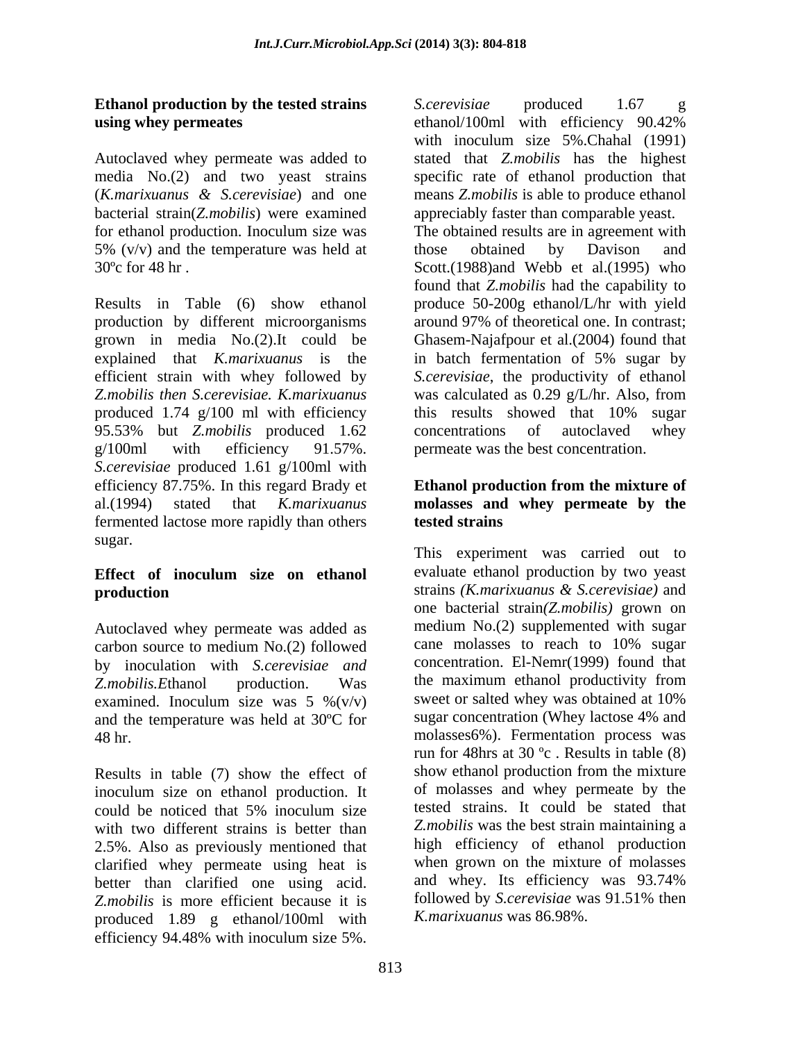**Ethanol production by the tested strains using whey permeates**

Autoclaved whey permeate was added to media No.(2) and two yeast strains (*K.marixuanus & S.cerevisiae*) and one bacterial strain(*Z.mobilis*) were examined for ethanol production. Inoculum size was 5% (v/v) and the temperature was held at 30ºc for 48 hr .

Results in Table (6) show ethanol production by different microorganisms grown in media No.(2).It could be explained that *K.marixuanus* is the efficient strain with whey followed by *Z.mobilis then S.cerevisiae. K.marixuanus* produced 1.74 g/100 ml with efficiency 95.53% but *Z.mobilis* produced 1.62 g/100ml with efficiency 91.57%. *S.cerevisiae* produced 1.61 g/100ml with efficiency 87.75%. In this regard Brady et al.(1994) stated that *K.marixuanus* fermented lactose more rapidly than others sugar.

**Effect of inoculum size on ethanol production**

Autoclaved whey permeate was added as carbon source to medium No.(2) followed by inoculation with *S.cerevisiae and Z.mobilis.E*thanol production. Was examined. Inoculum size was 5 %(v/v) and the temperature was held at 30ºC for 48 hr.

Results in table (7) show the effect of inoculum size on ethanol production. It could be noticed that 5% inoculum size with two different strains is better than 2.5%. Also as previously mentioned that clarified whey permeate using heat is better than clarified one using acid. *Z.mobilis* is more efficient because it is produced 1.89 g ethanol/100ml with efficiency 94.48% with inoculum size 5%. *S.cerevisiae* produced 1.67 g ethanol/100ml with efficiency 90.42% with inoculum size 5%.Chahal (1991) stated that *Z.mobilis* has the highest specific rate of ethanol production that means *Z.mobilis* is able to produce ethanol appreciably faster than comparable yeast. The obtained results are in agreement with those obtained by Davison and Scott.(1988)and Webb et al.(1995) who found that *Z.mobilis* had the capability to produce 50-200g ethanol/L/hr with yield around 97% of theoretical one. In contrast; Ghasem-Najafpour et al.(2004) found that in batch fermentation of 5% sugar by *S.cerevisiae*, the productivity of ethanol was calculated as 0.29 g/L/hr. Also, from this results showed that 10% sugar concentrations of autoclaved whey permeate was the best concentration.

**Ethanol production from the mixture of molasses and whey permeate by the tested strains**

This experiment was carried out to evaluate ethanol production by two yeast strains *(K.marixuanus & S.cerevisiae)* and one bacterial strain*(Z.mobilis)* grown on medium No.(2) supplemented with sugar cane molasses to reach to 10% sugar concentration. El-Nemr(1999) found that the maximum ethanol productivity from sweet or salted whey was obtained at 10% sugar concentration (Whey lactose 4% and molasses6%). Fermentation process was run for 48hrs at 30 ºc . Results in table (8) show ethanol production from the mixture of molasses and whey permeate by the tested strains. It could be stated that *Z.mobilis* was the best strain maintaining a high efficiency of ethanol production when grown on the mixture of molasses and whey. Its efficiency was 93.74% followed by *S.cerevisiae* was 91.51% then *K.marixuanus* was 86.98%.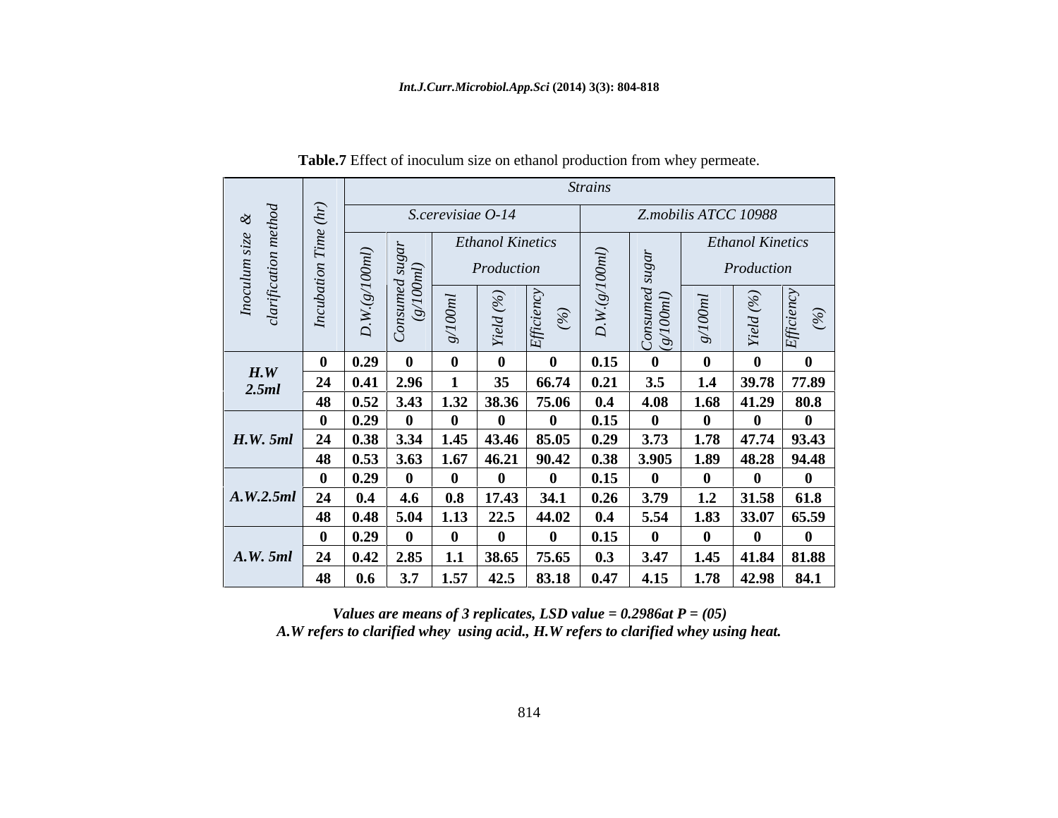**Table.7** Effect of inoculum size on ethanol production from whey permeate.

| *Inoculum size & clarification method* | *Incubation Time (hr)* | *Strains* | | | | | | | | | |
|---|---|---|---|---|---|---|---|---|---|---|---|
| | | *S.cerevisiae O-14* | | | | | *Z.mobilis ATCC 10988* | | | | |
| | | *D.W.(g/100ml)* | *Consumed sugar (g/100ml)* | *Ethanol Kinetics Production* | | | *D.W.(g/100ml)* | *Consumed sugar (g/100ml)* | *Ethanol Kinetics Production* | | |
| | | | | *g/100ml* | *Yield (%)* | *Efficiency (%)* | | | *g/100ml* | *Yield (%)* | *Efficiency (%)* |
| **H.W 2.5ml** | **0** | **0.29** | **0** | **0** | **0** | **0** | **0.15** | **0** | **0** | **0** | **0** |
| | **24** | **0.41** | **2.96** | **1** | **35** | **66.74** | **0.21** | **3.5** | **1.4** | **39.78** | **77.89** |
| | **48** | **0.52** | **3.43** | **1.32** | **38.36** | **75.06** | **0.4** | **4.08** | **1.68** | **41.29** | **80.8** |
| **H.W. 5ml** | **0** | **0.29** | **0** | **0** | **0** | **0** | **0.15** | **0** | **0** | **0** | **0** |
| | **24** | **0.38** | **3.34** | **1.45** | **43.46** | **85.05** | **0.29** | **3.73** | **1.78** | **47.74** | **93.43** |
| | **48** | **0.53** | **3.63** | **1.67** | **46.21** | **90.42** | **0.38** | **3.905** | **1.89** | **48.28** | **94.48** |
| **A.W.2.5ml** | **0** | **0.29** | **0** | **0** | **0** | **0** | **0.15** | **0** | **0** | **0** | **0** |
| | **24** | **0.4** | **4.6** | **0.8** | **17.43** | **34.1** | **0.26** | **3.79** | **1.2** | **31.58** | **61.8** |
| | **48** | **0.48** | **5.04** | **1.13** | **22.5** | **44.02** | **0.4** | **5.54** | **1.83** | **33.07** | **65.59** |
| **A.W. 5ml** | **0** | **0.29** | **0** | **0** | **0** | **0** | **0.15** | **0** | **0** | **0** | **0** |
| | **24** | **0.42** | **2.85** | **1.1** | **38.65** | **75.65** | **0.3** | **3.47** | **1.45** | **41.84** | **81.88** |
| | **48** | **0.6** | **3.7** | **1.57** | **42.5** | **83.18** | **0.47** | **4.15** | **1.78** | **42.98** | **84.1** |

***Values are means of 3 replicates, LSD value = 0.2986at P = (05)***
***A.W refers to clarified whey using acid., H.W refers to clarified whey using heat.***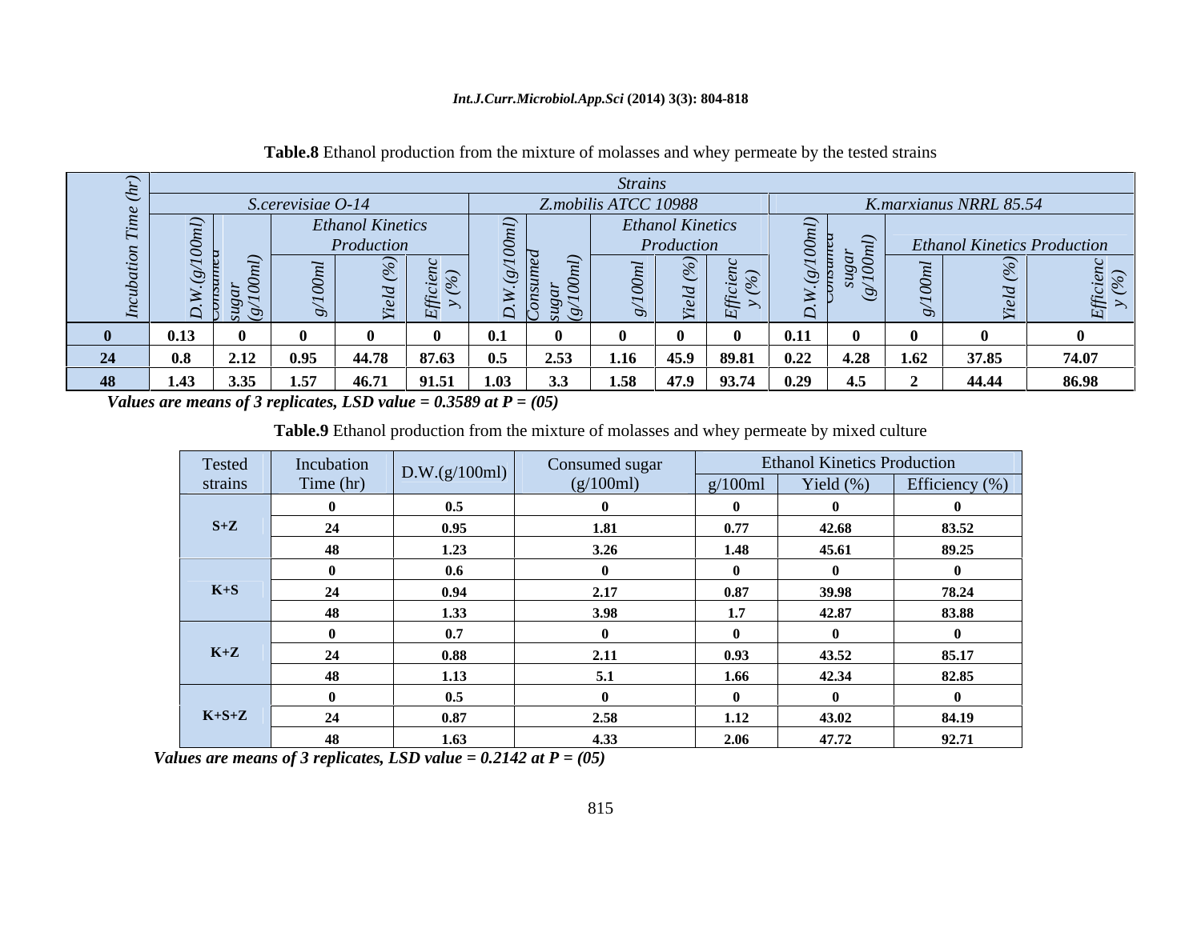**Table.8** Ethanol production from the mixture of molasses and whey permeate by the tested strains

| *Incubation Time (hr)* | *Strains* | | | | | | | | | | | | | | |
|---|---|---|---|---|---|---|---|---|---|---|---|---|---|---|---|
| | *S.cerevisiae O-14* | | | | | *Z.mobilis ATCC 10988* | | | | | *K.marxianus NRRL 85.54* | | | | |
| | *D.W.(g/100ml)* | *Consumed sugar (g/100ml)* | *Ethanol Kinetics Production* | | | *D.W.(g/100ml)* | *Consumed sugar (g/100ml)* | *Ethanol Kinetics Production* | | | *D.W.(g/100ml)* | *Consumed sugar (g/100ml)* | *Ethanol Kinetics Production* | | |
| | | | *g/100ml* | *Yield (%)* | *Efficiency (%)* | | | *g/100ml* | *Yield (%)* | *Efficiency (%)* | | | *g/100ml* | *Yield (%)* | *Efficiency (%)* |
| **0** | **0.13** | **0** | **0** | **0** | **0** | **0.1** | **0** | **0** | **0** | **0** | **0.11** | **0** | **0** | **0** | **0** |
| **24** | **0.8** | **2.12** | **0.95** | **44.78** | **87.63** | **0.5** | **2.53** | **1.16** | **45.9** | **89.81** | **0.22** | **4.28** | **1.62** | **37.85** | **74.07** |
| **48** | **1.43** | **3.35** | **1.57** | **46.71** | **91.51** | **1.03** | **3.3** | **1.58** | **47.9** | **93.74** | **0.29** | **4.5** | **2** | **44.44** | **86.98** |

***Values are means of 3 replicates, LSD value = 0.3589 at P = (05)***

**Table.9** Ethanol production from the mixture of molasses and whey permeate by mixed culture

| Tested strains | Incubation Time (hr) | D.W.(g/100ml) | Consumed sugar (g/100ml) | Ethanol Kinetics Production | | |
|---|---|---|---|---|---|---|
| | | | | g/100ml | Yield (%) | Efficiency (%) |
| **S+Z** | **0** | **0.5** | **0** | **0** | **0** | **0** |
| | **24** | **0.95** | **1.81** | **0.77** | **42.68** | **83.52** |
| | **48** | **1.23** | **3.26** | **1.48** | **45.61** | **89.25** |
| **K+S** | **0** | **0.6** | **0** | **0** | **0** | **0** |
| | **24** | **0.94** | **2.17** | **0.87** | **39.98** | **78.24** |
| | **48** | **1.33** | **3.98** | **1.7** | **42.87** | **83.88** |
| **K+Z** | **0** | **0.7** | **0** | **0** | **0** | **0** |
| | **24** | **0.88** | **2.11** | **0.93** | **43.52** | **85.17** |
| | **48** | **1.13** | **5.1** | **1.66** | **42.34** | **82.85** |
| **K+S+Z** | **0** | **0.5** | **0** | **0** | **0** | **0** |
| | **24** | **0.87** | **2.58** | **1.12** | **43.02** | **84.19** |
| | **48** | **1.63** | **4.33** | **2.06** | **47.72** | **92.71** |

***Values are means of 3 replicates, LSD value = 0.2142 at P = (05)***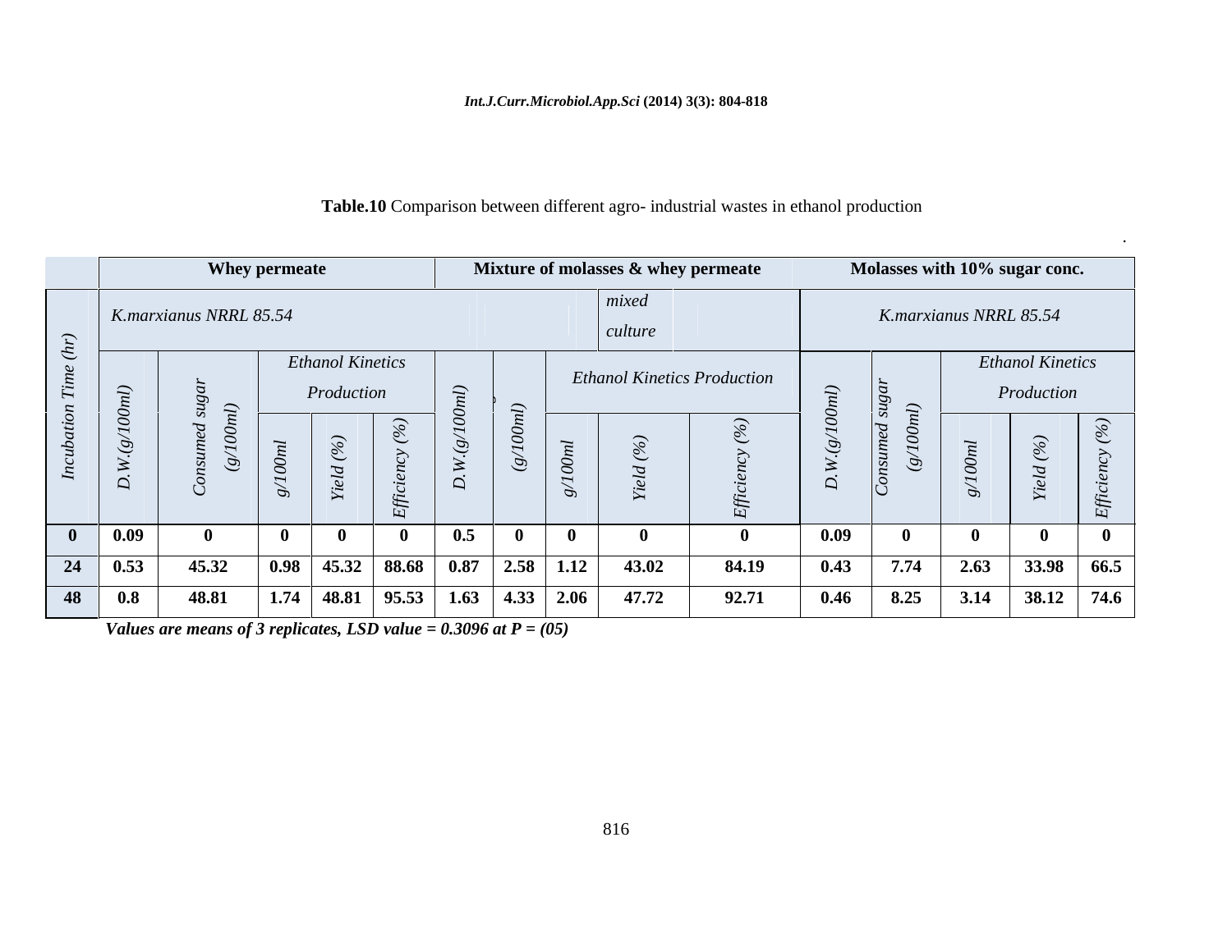**Table.10** Comparison between different agro- industrial wastes in ethanol production

| Incubation Time (hr) | Whey permeate | | | | | Mixture of molasses & whey permeate | | | | | Molasses with 10% sugar conc. | | | | |
|---|---|---|---|---|---|---|---|---|---|---|---|---|---|---|---|
| | *K.marxianus NRRL 85.54* | | | | | *mixed culture* | | | | | *K.marxianus NRRL 85.54* | | | | |
| | *D.W.(g/100ml)* | *Consumed sugar (g/100ml)* | *Ethanol Kinetics Production* | | | *D.W.(g/100ml)* | *(g/100ml)* | *Ethanol Kinetics Production* | | | *D.W.(g/100ml)* | *Consumed sugar (g/100ml)* | *Ethanol Kinetics Production* | | |
| | | | *g/100ml* | *Yield (%)* | *Efficiency (%)* | | | *g/100ml* | *Yield (%)* | *Efficiency (%)* | | | *g/100ml* | *Yield (%)* | *Efficiency (%)* |
| **0** | **0.09** | **0** | **0** | **0** | **0** | **0.5** | **0** | **0** | **0** | **0** | **0.09** | **0** | **0** | **0** | **0** |
| **24** | **0.53** | **45.32** | **0.98** | **45.32** | **88.68** | **0.87** | **2.58** | **1.12** | **43.02** | **84.19** | **0.43** | **7.74** | **2.63** | **33.98** | **66.5** |
| **48** | **0.8** | **48.81** | **1.74** | **48.81** | **95.53** | **1.63** | **4.33** | **2.06** | **47.72** | **92.71** | **0.46** | **8.25** | **3.14** | **38.12** | **74.6** |

***Values are means of 3 replicates, LSD value = 0.3096 at P = (05)***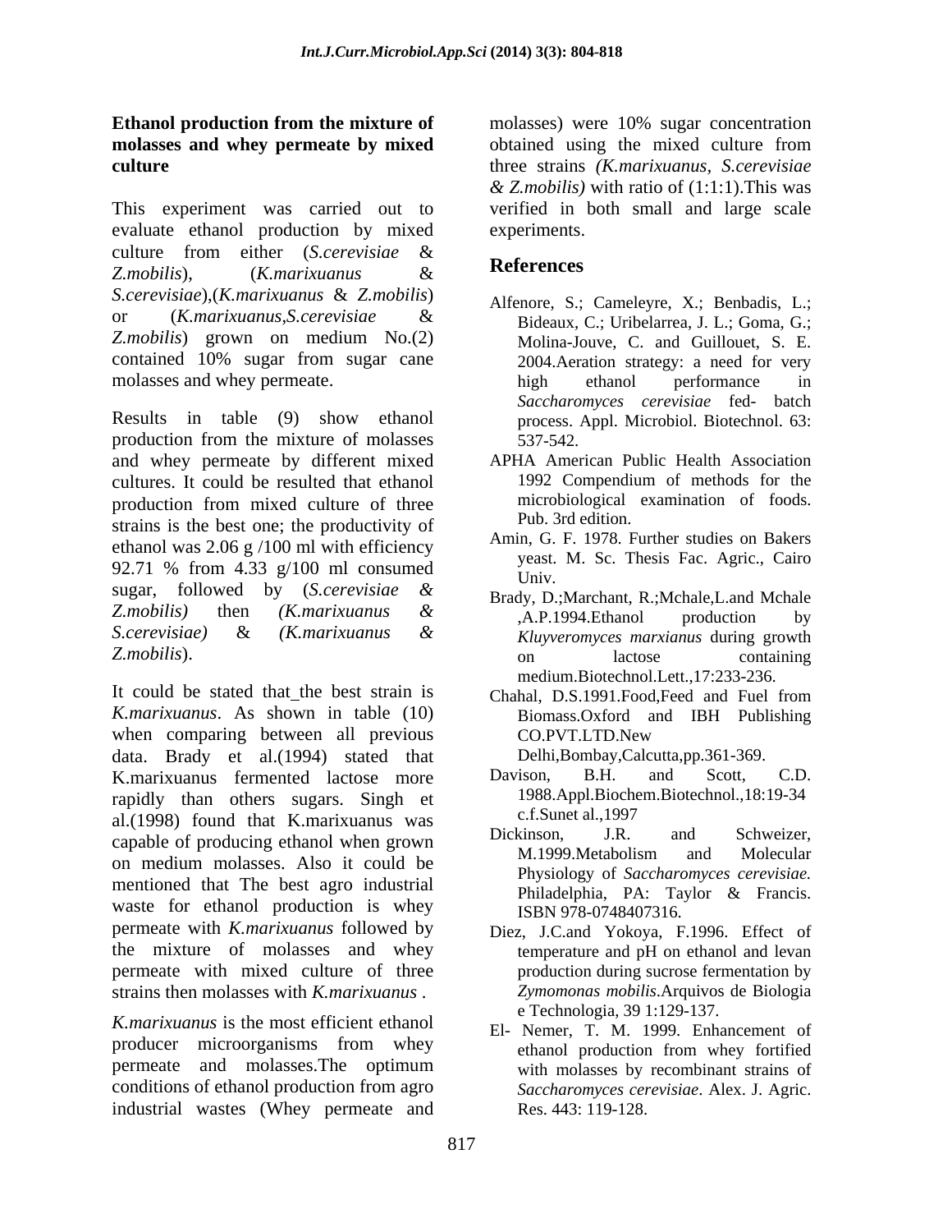**Ethanol production from the mixture of molasses and whey permeate by mixed culture**

This experiment was carried out to evaluate ethanol production by mixed culture from either (*S.cerevisiae* & *Z.mobilis*), (*K.marixuanus* & *S.cerevisiae*),(*K.marixuanus* & *Z.mobilis*) or (*K.marixuanus*,*S.cerevisiae* & *Z.mobilis*) grown on medium No.(2) contained 10% sugar from sugar cane molasses and whey permeate.

Results in table (9) show ethanol production from the mixture of molasses and whey permeate by different mixed cultures. It could be resulted that ethanol production from mixed culture of three strains is the best one; the productivity of ethanol was 2.06 g /100 ml with efficiency 92.71 % from 4.33 g/100 ml consumed sugar, followed by (*S.cerevisiae & Z.mobilis)* then *(K.marixuanus & S.cerevisiae)* & *(K.marixuanus & Z.mobilis*).

It could be stated that the best strain is *K.marixuanus*. As shown in table (10) when comparing between all previous data. Brady et al.(1994) stated that K.marixuanus fermented lactose more rapidly than others sugars. Singh et al.(1998) found that K.marixuanus was capable of producing ethanol when grown on medium molasses. Also it could be mentioned that The best agro industrial waste for ethanol production is whey permeate with *K.marixuanus* followed by the mixture of molasses and whey permeate with mixed culture of three strains then molasses with *K.marixuanus* .

*K.marixuanus* is the most efficient ethanol producer microorganisms from whey permeate and molasses.The optimum conditions of ethanol production from agro industrial wastes (Whey permeate and molasses) were 10% sugar concentration obtained using the mixed culture from three strains *(K.marixuanus, S.cerevisiae & Z.mobilis)* with ratio of (1:1:1).This was verified in both small and large scale experiments.

## References

Alfenore, S.; Cameleyre, X.; Benbadis, L.; Bideaux, C.; Uribelarrea, J. L.; Goma, G.; Molina-Jouve, C. and Guillouet, S. E. 2004.Aeration strategy: a need for very high ethanol performance in *Saccharomyces cerevisiae* fed- batch process. Appl. Microbiol. Biotechnol. 63: 537-542.

APHA American Public Health Association 1992 Compendium of methods for the microbiological examination of foods. Pub. 3rd edition.

Amin, G. F. 1978. Further studies on Bakers yeast. M. Sc. Thesis Fac. Agric., Cairo Univ.

Brady, D.;Marchant, R.;Mchale,L.and Mchale ,A.P.1994.Ethanol production by *Kluyveromyces marxianus* during growth on lactose containing medium.Biotechnol.Lett.,17:233-236.

Chahal, D.S.1991.Food,Feed and Fuel from Biomass.Oxford and IBH Publishing CO.PVT.LTD.New Delhi,Bombay,Calcutta,pp.361-369.

Davison, B.H. and Scott, C.D. 1988.Appl.Biochem.Biotechnol.,18:19-34 c.f.Sunet al.,1997

Dickinson, J.R. and Schweizer, M.1999.Metabolism and Molecular Physiology of *Saccharomyces cerevisiae.* Philadelphia, PA: Taylor & Francis. ISBN 978-0748407316.

Diez, J.C.and Yokoya, F.1996. Effect of temperature and pH on ethanol and levan production during sucrose fermentation by *Zymomonas mobilis*.Arquivos de Biologia e Technologia, 39 1:129-137.

El- Nemer, T. M. 1999. Enhancement of ethanol production from whey fortified with molasses by recombinant strains of *Saccharomyces cerevisiae*. Alex. J. Agric. Res. 443: 119-128.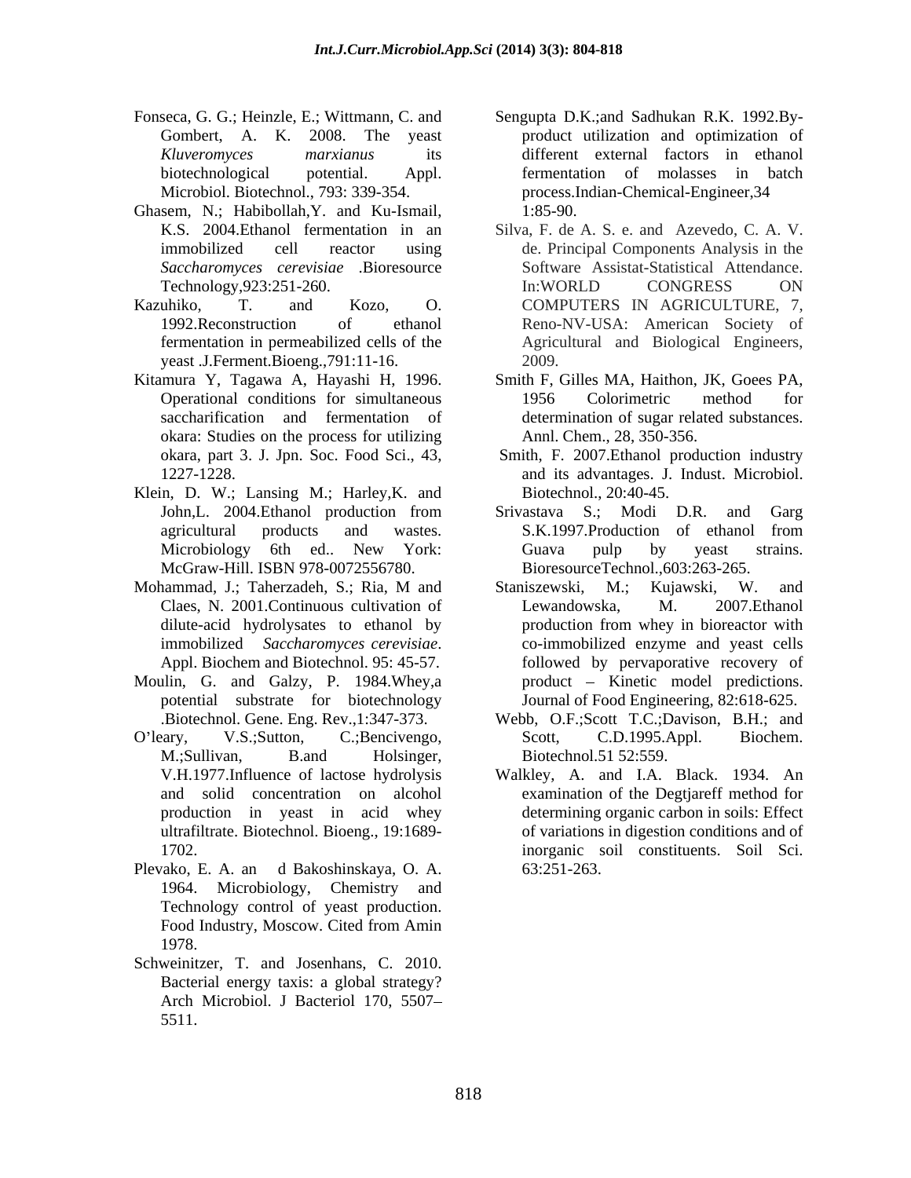Fonseca, G. G.; Heinzle, E.; Wittmann, C. and Gombert, A. K. 2008. The yeast *Kluveromyces marxianus* its biotechnological potential. Appl. Microbiol. Biotechnol., 793: 339-354.

Ghasem, N.; Habibollah,Y. and Ku-Ismail, K.S. 2004.Ethanol fermentation in an immobilized cell reactor using *Saccharomyces cerevisiae* .Bioresource Technology,923:251-260.

Kazuhiko, T. and Kozo, O. 1992.Reconstruction of ethanol fermentation in permeabilized cells of the yeast .J.Ferment.Bioeng.,791:11-16.

Kitamura Y, Tagawa A, Hayashi H, 1996. Operational conditions for simultaneous saccharification and fermentation of okara: Studies on the process for utilizing okara, part 3. J. Jpn. Soc. Food Sci., 43, 1227-1228.

Klein, D. W.; Lansing M.; Harley,K. and John,L. 2004.Ethanol production from agricultural products and wastes. Microbiology 6th ed.. New York: McGraw-Hill. ISBN 978-0072556780.

Mohammad, J.; Taherzadeh, S.; Ria, M and Claes, N. 2001.Continuous cultivation of dilute-acid hydrolysates to ethanol by immobilized *Saccharomyces cerevisiae*. Appl. Biochem and Biotechnol. 95: 45-57.

Moulin, G. and Galzy, P. 1984.Whey,a potential substrate for biotechnology .Biotechnol. Gene. Eng. Rev.,1:347-373.

O'leary, V.S.;Sutton, C.;Bencivengo, M.;Sullivan, B.and Holsinger, V.H.1977.Influence of lactose hydrolysis and solid concentration on alcohol production in yeast in acid whey ultrafiltrate. Biotechnol. Bioeng., 19:1689-1702.

Plevako, E. A. an d Bakoshinskaya, O. A. 1964. Microbiology, Chemistry and Technology control of yeast production. Food Industry, Moscow. Cited from Amin 1978.

Schweinitzer, T. and Josenhans, C. 2010. Bacterial energy taxis: a global strategy? Arch Microbiol. J Bacteriol 170, 5507–5511.

Sengupta D.K.;and Sadhukan R.K. 1992.By-product utilization and optimization of different external factors in ethanol fermentation of molasses in batch process.Indian-Chemical-Engineer,34 1:85-90.

Silva, F. de A. S. e. and Azevedo, C. A. V. de. Principal Components Analysis in the Software Assistat-Statistical Attendance. In:WORLD CONGRESS ON COMPUTERS IN AGRICULTURE, 7, Reno-NV-USA: American Society of Agricultural and Biological Engineers, 2009.

Smith F, Gilles MA, Haithon, JK, Goees PA, 1956 Colorimetric method for determination of sugar related substances. Annl. Chem., 28, 350-356.

Smith, F. 2007.Ethanol production industry and its advantages. J. Indust. Microbiol. Biotechnol., 20:40-45.

Srivastava S.; Modi D.R. and Garg S.K.1997.Production of ethanol from Guava pulp by yeast strains. BioresourceTechnol.,603:263-265.

Staniszewski, M.; Kujawski, W. and Lewandowska, M. 2007.Ethanol production from whey in bioreactor with co-immobilized enzyme and yeast cells followed by pervaporative recovery of product – Kinetic model predictions. Journal of Food Engineering, 82:618-625.

Webb, O.F.;Scott T.C.;Davison, B.H.; and Scott, C.D.1995.Appl. Biochem. Biotechnol.51 52:559.

Walkley, A. and I.A. Black. 1934. An examination of the Degtjareff method for determining organic carbon in soils: Effect of variations in digestion conditions and of inorganic soil constituents. Soil Sci. 63:251-263.